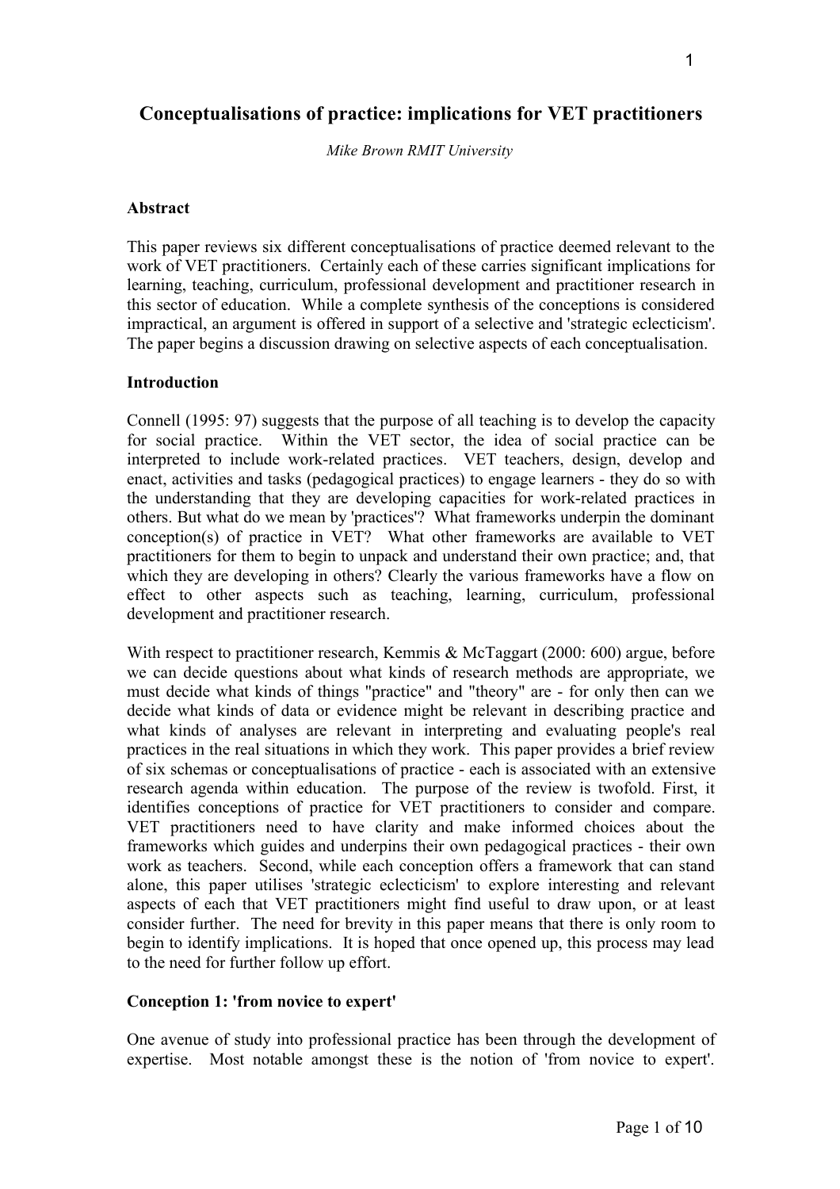# Conceptualisations of practice: implications for VET practitioners

*Mike Brown RMIT University*

**Abstract**

This paper reviews six different conceptualisations of practice deemed relevant to the work of VET practitioners. Certainly each of these carries significant implications for learning, teaching, curriculum, professional development and practitioner research in this sector of education. While a complete synthesis of the conceptions is considered impractical, an argument is offered in support of a selective and 'strategic eclecticism'. The paper begins a discussion drawing on selective aspects of each conceptualisation.

**Introduction**

Connell (1995: 97) suggests that the purpose of all teaching is to develop the capacity for social practice. Within the VET sector, the idea of social practice can be interpreted to include work-related practices. VET teachers, design, develop and enact, activities and tasks (pedagogical practices) to engage learners - they do so with the understanding that they are developing capacities for work-related practices in others. But what do we mean by 'practices'? What frameworks underpin the dominant conception(s) of practice in VET? What other frameworks are available to VET practitioners for them to begin to unpack and understand their own practice; and, that which they are developing in others? Clearly the various frameworks have a flow on effect to other aspects such as teaching, learning, curriculum, professional development and practitioner research.

With respect to practitioner research, Kemmis & McTaggart (2000: 600) argue, before we can decide questions about what kinds of research methods are appropriate, we must decide what kinds of things "practice" and "theory" are - for only then can we decide what kinds of data or evidence might be relevant in describing practice and what kinds of analyses are relevant in interpreting and evaluating people's real practices in the real situations in which they work. This paper provides a brief review of six schemas or conceptualisations of practice - each is associated with an extensive research agenda within education. The purpose of the review is twofold. First, it identifies conceptions of practice for VET practitioners to consider and compare. VET practitioners need to have clarity and make informed choices about the frameworks which guides and underpins their own pedagogical practices - their own work as teachers. Second, while each conception offers a framework that can stand alone, this paper utilises 'strategic eclecticism' to explore interesting and relevant aspects of each that VET practitioners might find useful to draw upon, or at least consider further. The need for brevity in this paper means that there is only room to begin to identify implications. It is hoped that once opened up, this process may lead to the need for further follow up effort.

**Conception 1: 'from novice to expert'**

One avenue of study into professional practice has been through the development of expertise. Most notable amongst these is the notion of 'from novice to expert'.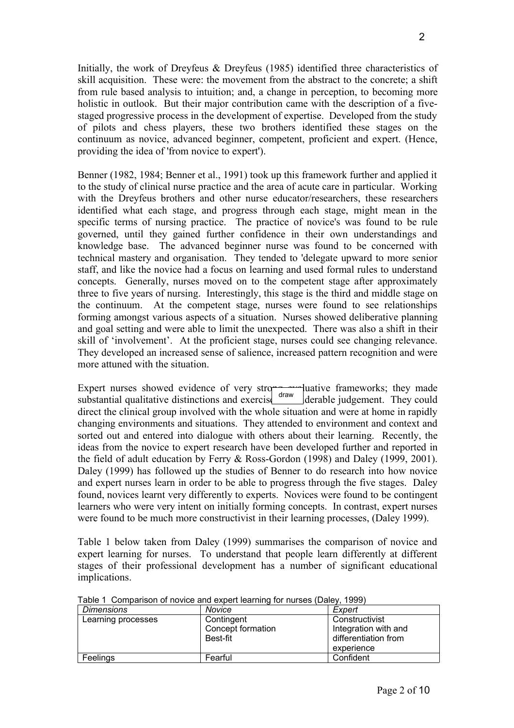Initially, the work of Dreyfeus & Dreyfeus (1985) identified three characteristics of skill acquisition. These were: the movement from the abstract to the concrete; a shift from rule based analysis to intuition; and, a change in perception, to becoming more holistic in outlook. But their major contribution came with the description of a five-staged progressive process in the development of expertise. Developed from the study of pilots and chess players, these two brothers identified these stages on the continuum as novice, advanced beginner, competent, proficient and expert. (Hence, providing the idea of 'from novice to expert').

Benner (1982, 1984; Benner et al., 1991) took up this framework further and applied it to the study of clinical nurse practice and the area of acute care in particular. Working with the Dreyfeus brothers and other nurse educator/researchers, these researchers identified what each stage, and progress through each stage, might mean in the specific terms of nursing practice. The practice of novice's was found to be rule governed, until they gained further confidence in their own understandings and knowledge base. The advanced beginner nurse was found to be concerned with technical mastery and organisation. They tended to 'delegate upward to more senior staff, and like the novice had a focus on learning and used formal rules to understand concepts. Generally, nurses moved on to the competent stage after approximately three to five years of nursing. Interestingly, this stage is the third and middle stage on the continuum. At the competent stage, nurses were found to see relationships forming amongst various aspects of a situation. Nurses showed deliberative planning and goal setting and were able to limit the unexpected. There was also a shift in their skill of 'involvement'. At the proficient stage, nurses could see changing relevance. They developed an increased sense of salience, increased pattern recognition and were more attuned with the situation.

Expert nurses showed evidence of very strong evaluative frameworks; they made substantial qualitative distinctions and exercised considerable judgement. They could direct the clinical group involved with the whole situation and were at home in rapidly changing environments and situations. They attended to environment and context and sorted out and entered into dialogue with others about their learning. Recently, the ideas from the novice to expert research have been developed further and reported in the field of adult education by Ferry & Ross-Gordon (1998) and Daley (1999, 2001). Daley (1999) has followed up the studies of Benner to do research into how novice and expert nurses learn in order to be able to progress through the five stages. Daley found, novices learnt very differently to experts. Novices were found to be contingent learners who were very intent on initially forming concepts. In contrast, expert nurses were found to be much more constructivist in their learning processes, (Daley 1999).

Table 1 below taken from Daley (1999) summarises the comparison of novice and expert learning for nurses. To understand that people learn differently at different stages of their professional development has a number of significant educational implications.

Table 1 Comparison of novice and expert learning for nurses (Daley, 1999)

| *Dimensions* | *Novice* | *Expert* |
|---|---|---|
| Learning processes | Contingent<br>Concept formation<br>Best-fit | Constructivist<br>Integration with and differentiation from experience |
| Feelings | Fearful | Confident |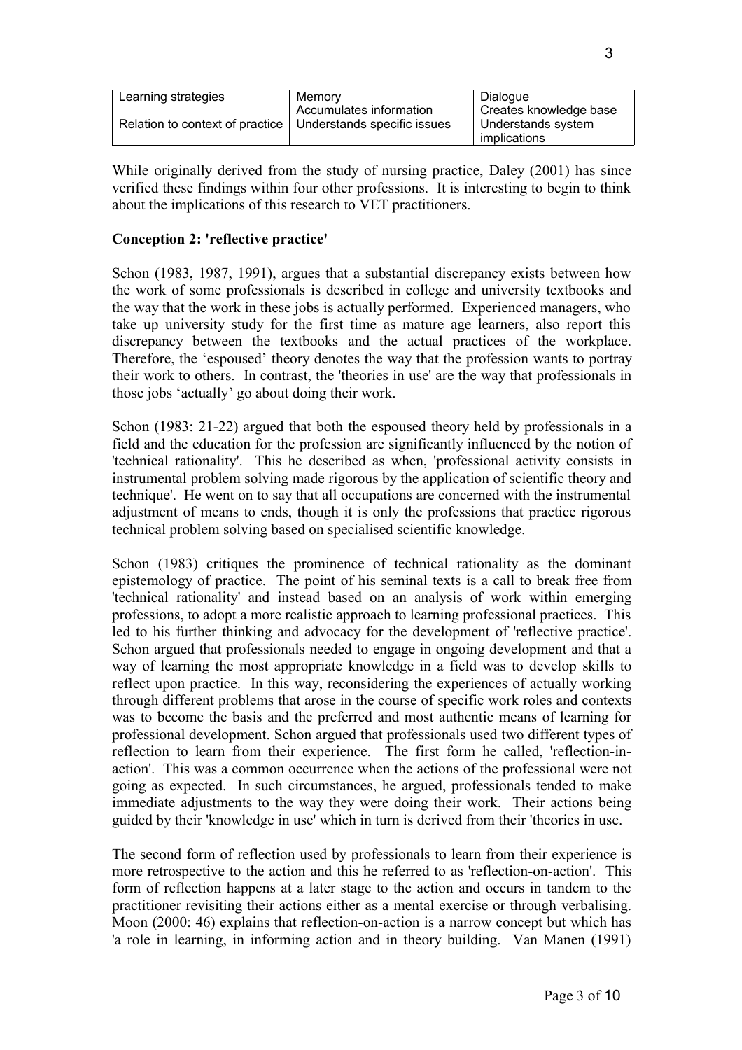| Learning strategies | Memory<br>Accumulates information | Dialogue<br>Creates knowledge base |
|---|---|---|
| Relation to context of practice | Understands specific issues | Understands system implications |

While originally derived from the study of nursing practice, Daley (2001) has since verified these findings within four other professions. It is interesting to begin to think about the implications of this research to VET practitioners.

**Conception 2: 'reflective practice'**

Schon (1983, 1987, 1991), argues that a substantial discrepancy exists between how the work of some professionals is described in college and university textbooks and the way that the work in these jobs is actually performed. Experienced managers, who take up university study for the first time as mature age learners, also report this discrepancy between the textbooks and the actual practices of the workplace. Therefore, the 'espoused' theory denotes the way that the profession wants to portray their work to others. In contrast, the 'theories in use' are the way that professionals in those jobs 'actually' go about doing their work.

Schon (1983: 21-22) argued that both the espoused theory held by professionals in a field and the education for the profession are significantly influenced by the notion of 'technical rationality'. This he described as when, 'professional activity consists in instrumental problem solving made rigorous by the application of scientific theory and technique'. He went on to say that all occupations are concerned with the instrumental adjustment of means to ends, though it is only the professions that practice rigorous technical problem solving based on specialised scientific knowledge.

Schon (1983) critiques the prominence of technical rationality as the dominant epistemology of practice. The point of his seminal texts is a call to break free from 'technical rationality' and instead based on an analysis of work within emerging professions, to adopt a more realistic approach to learning professional practices. This led to his further thinking and advocacy for the development of 'reflective practice'. Schon argued that professionals needed to engage in ongoing development and that a way of learning the most appropriate knowledge in a field was to develop skills to reflect upon practice. In this way, reconsidering the experiences of actually working through different problems that arose in the course of specific work roles and contexts was to become the basis and the preferred and most authentic means of learning for professional development. Schon argued that professionals used two different types of reflection to learn from their experience. The first form he called, 'reflection-in-action'. This was a common occurrence when the actions of the professional were not going as expected. In such circumstances, he argued, professionals tended to make immediate adjustments to the way they were doing their work. Their actions being guided by their 'knowledge in use' which in turn is derived from their 'theories in use.

The second form of reflection used by professionals to learn from their experience is more retrospective to the action and this he referred to as 'reflection-on-action'. This form of reflection happens at a later stage to the action and occurs in tandem to the practitioner revisiting their actions either as a mental exercise or through verbalising. Moon (2000: 46) explains that reflection-on-action is a narrow concept but which has 'a role in learning, in informing action and in theory building. Van Manen (1991)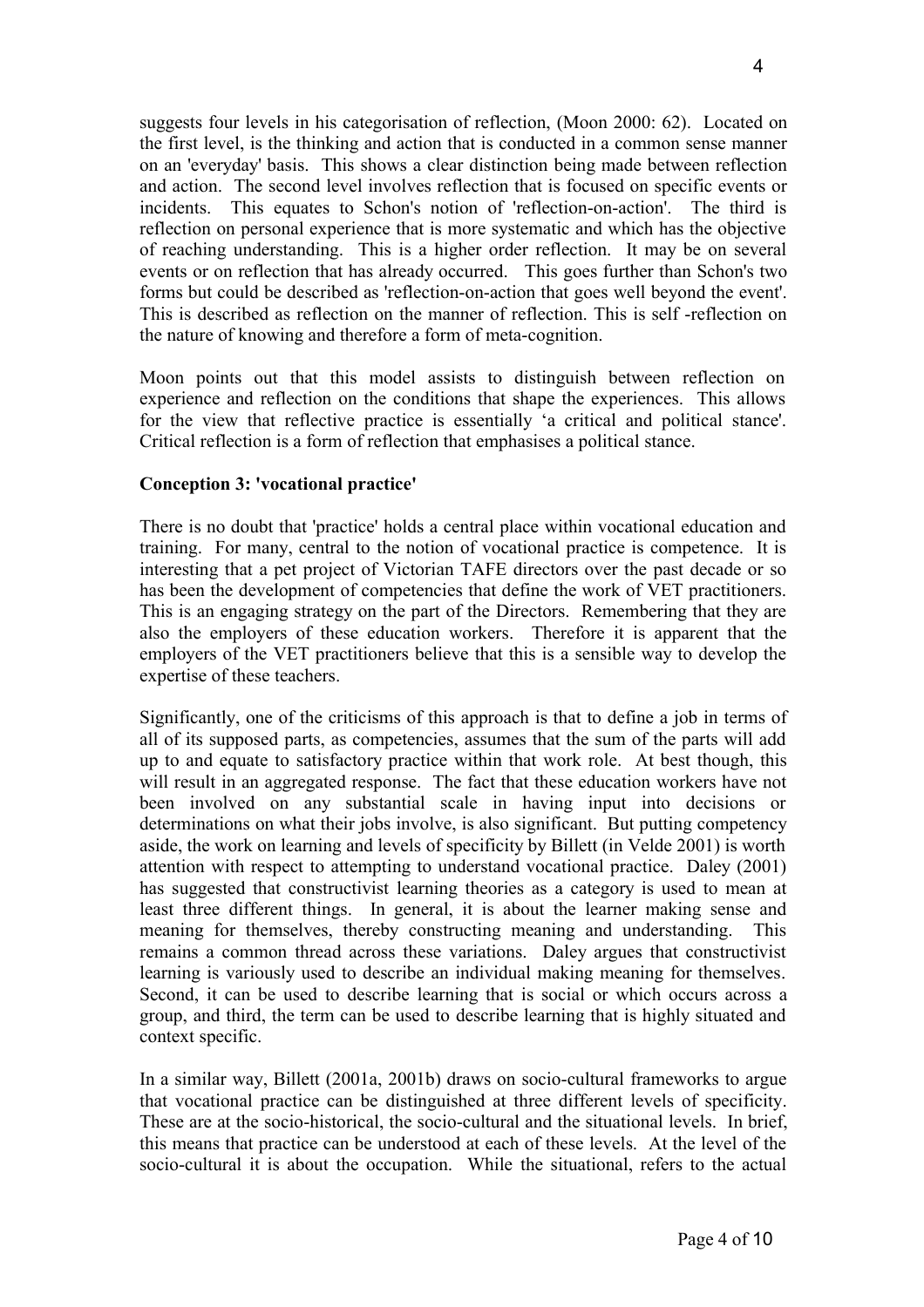suggests four levels in his categorisation of reflection, (Moon 2000: 62). Located on the first level, is the thinking and action that is conducted in a common sense manner on an 'everyday' basis. This shows a clear distinction being made between reflection and action. The second level involves reflection that is focused on specific events or incidents. This equates to Schon's notion of 'reflection-on-action'. The third is reflection on personal experience that is more systematic and which has the objective of reaching understanding. This is a higher order reflection. It may be on several events or on reflection that has already occurred. This goes further than Schon's two forms but could be described as 'reflection-on-action that goes well beyond the event'. This is described as reflection on the manner of reflection. This is self -reflection on the nature of knowing and therefore a form of meta-cognition.

Moon points out that this model assists to distinguish between reflection on experience and reflection on the conditions that shape the experiences. This allows for the view that reflective practice is essentially 'a critical and political stance'. Critical reflection is a form of reflection that emphasises a political stance.

**Conception 3: 'vocational practice'**

There is no doubt that 'practice' holds a central place within vocational education and training. For many, central to the notion of vocational practice is competence. It is interesting that a pet project of Victorian TAFE directors over the past decade or so has been the development of competencies that define the work of VET practitioners. This is an engaging strategy on the part of the Directors. Remembering that they are also the employers of these education workers. Therefore it is apparent that the employers of the VET practitioners believe that this is a sensible way to develop the expertise of these teachers.

Significantly, one of the criticisms of this approach is that to define a job in terms of all of its supposed parts, as competencies, assumes that the sum of the parts will add up to and equate to satisfactory practice within that work role. At best though, this will result in an aggregated response. The fact that these education workers have not been involved on any substantial scale in having input into decisions or determinations on what their jobs involve, is also significant. But putting competency aside, the work on learning and levels of specificity by Billett (in Velde 2001) is worth attention with respect to attempting to understand vocational practice. Daley (2001) has suggested that constructivist learning theories as a category is used to mean at least three different things. In general, it is about the learner making sense and meaning for themselves, thereby constructing meaning and understanding. This remains a common thread across these variations. Daley argues that constructivist learning is variously used to describe an individual making meaning for themselves. Second, it can be used to describe learning that is social or which occurs across a group, and third, the term can be used to describe learning that is highly situated and context specific.

In a similar way, Billett (2001a, 2001b) draws on socio-cultural frameworks to argue that vocational practice can be distinguished at three different levels of specificity. These are at the socio-historical, the socio-cultural and the situational levels. In brief, this means that practice can be understood at each of these levels. At the level of the socio-cultural it is about the occupation. While the situational, refers to the actual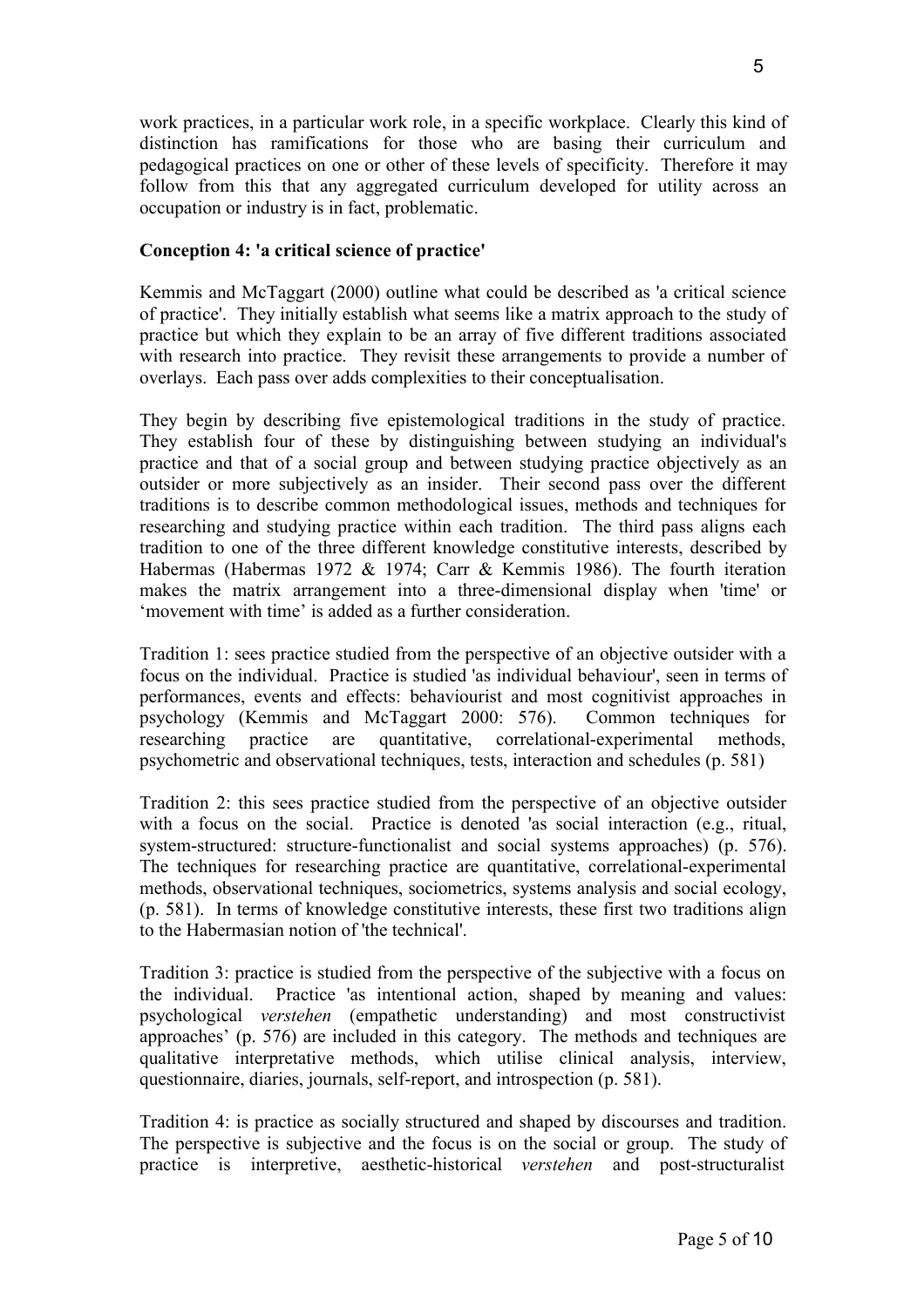work practices, in a particular work role, in a specific workplace. Clearly this kind of distinction has ramifications for those who are basing their curriculum and pedagogical practices on one or other of these levels of specificity. Therefore it may follow from this that any aggregated curriculum developed for utility across an occupation or industry is in fact, problematic.

**Conception 4: 'a critical science of practice'**

Kemmis and McTaggart (2000) outline what could be described as 'a critical science of practice'. They initially establish what seems like a matrix approach to the study of practice but which they explain to be an array of five different traditions associated with research into practice. They revisit these arrangements to provide a number of overlays. Each pass over adds complexities to their conceptualisation.

They begin by describing five epistemological traditions in the study of practice. They establish four of these by distinguishing between studying an individual's practice and that of a social group and between studying practice objectively as an outsider or more subjectively as an insider. Their second pass over the different traditions is to describe common methodological issues, methods and techniques for researching and studying practice within each tradition. The third pass aligns each tradition to one of the three different knowledge constitutive interests, described by Habermas (Habermas 1972 & 1974; Carr & Kemmis 1986). The fourth iteration makes the matrix arrangement into a three-dimensional display when 'time' or 'movement with time' is added as a further consideration.

Tradition 1: sees practice studied from the perspective of an objective outsider with a focus on the individual. Practice is studied 'as individual behaviour', seen in terms of performances, events and effects: behaviourist and most cognitivist approaches in psychology (Kemmis and McTaggart 2000: 576). Common techniques for researching practice are quantitative, correlational-experimental methods, psychometric and observational techniques, tests, interaction and schedules (p. 581)

Tradition 2: this sees practice studied from the perspective of an objective outsider with a focus on the social. Practice is denoted 'as social interaction (e.g., ritual, system-structured: structure-functionalist and social systems approaches) (p. 576). The techniques for researching practice are quantitative, correlational-experimental methods, observational techniques, sociometrics, systems analysis and social ecology, (p. 581). In terms of knowledge constitutive interests, these first two traditions align to the Habermasian notion of 'the technical'.

Tradition 3: practice is studied from the perspective of the subjective with a focus on the individual. Practice 'as intentional action, shaped by meaning and values: psychological *verstehen* (empathetic understanding) and most constructivist approaches' (p. 576) are included in this category. The methods and techniques are qualitative interpretative methods, which utilise clinical analysis, interview, questionnaire, diaries, journals, self-report, and introspection (p. 581).

Tradition 4: is practice as socially structured and shaped by discourses and tradition. The perspective is subjective and the focus is on the social or group. The study of practice is interpretive, aesthetic-historical *verstehen* and post-structuralist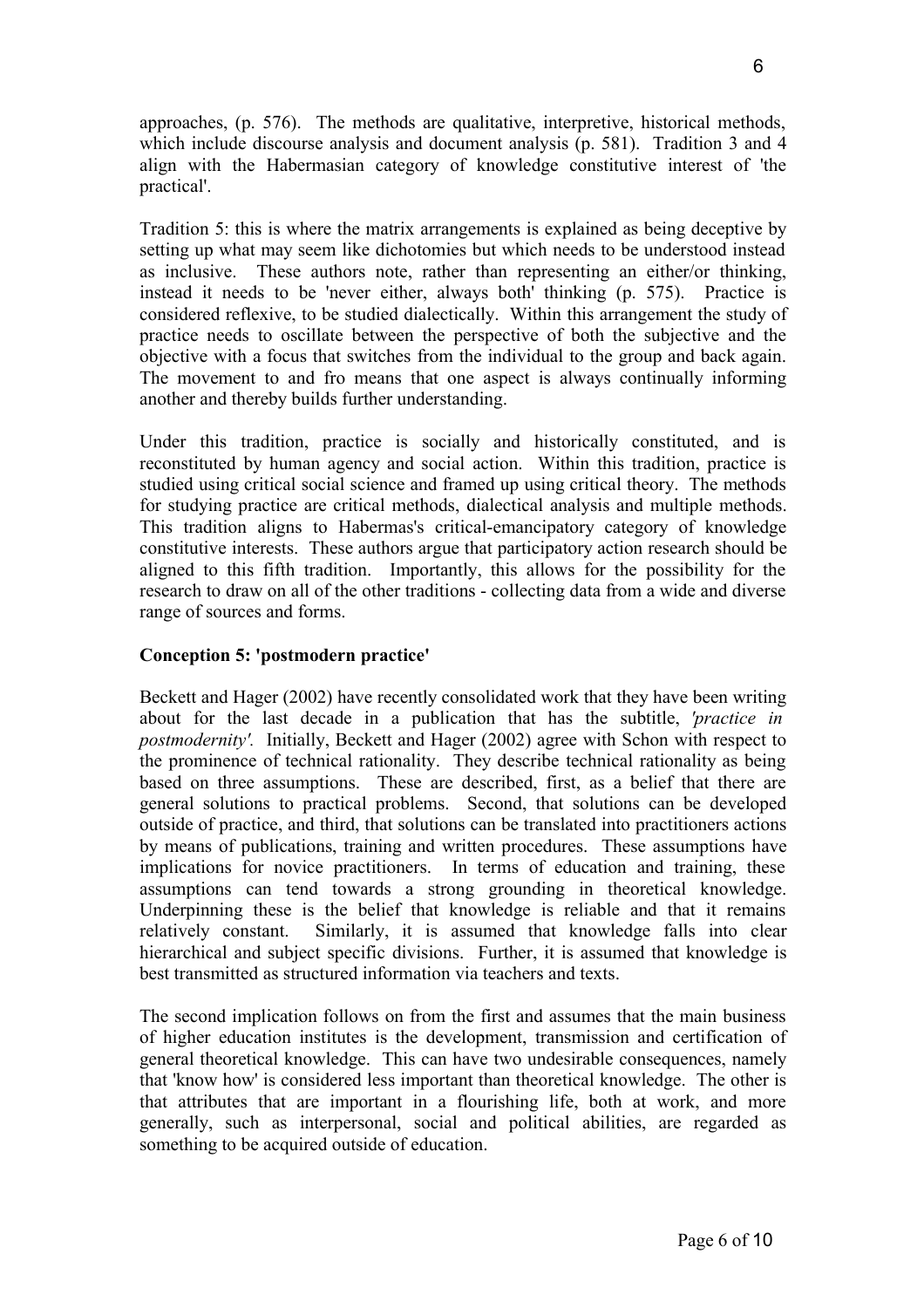approaches, (p. 576). The methods are qualitative, interpretive, historical methods, which include discourse analysis and document analysis (p. 581). Tradition 3 and 4 align with the Habermasian category of knowledge constitutive interest of 'the practical'.

Tradition 5: this is where the matrix arrangements is explained as being deceptive by setting up what may seem like dichotomies but which needs to be understood instead as inclusive. These authors note, rather than representing an either/or thinking, instead it needs to be 'never either, always both' thinking (p. 575). Practice is considered reflexive, to be studied dialectically. Within this arrangement the study of practice needs to oscillate between the perspective of both the subjective and the objective with a focus that switches from the individual to the group and back again. The movement to and fro means that one aspect is always continually informing another and thereby builds further understanding.

Under this tradition, practice is socially and historically constituted, and is reconstituted by human agency and social action. Within this tradition, practice is studied using critical social science and framed up using critical theory. The methods for studying practice are critical methods, dialectical analysis and multiple methods. This tradition aligns to Habermas's critical-emancipatory category of knowledge constitutive interests. These authors argue that participatory action research should be aligned to this fifth tradition. Importantly, this allows for the possibility for the research to draw on all of the other traditions - collecting data from a wide and diverse range of sources and forms.

**Conception 5: 'postmodern practice'**

Beckett and Hager (2002) have recently consolidated work that they have been writing about for the last decade in a publication that has the subtitle, *'practice in postmodernity'.* Initially, Beckett and Hager (2002) agree with Schon with respect to the prominence of technical rationality. They describe technical rationality as being based on three assumptions. These are described, first, as a belief that there are general solutions to practical problems. Second, that solutions can be developed outside of practice, and third, that solutions can be translated into practitioners actions by means of publications, training and written procedures. These assumptions have implications for novice practitioners. In terms of education and training, these assumptions can tend towards a strong grounding in theoretical knowledge. Underpinning these is the belief that knowledge is reliable and that it remains relatively constant. Similarly, it is assumed that knowledge falls into clear hierarchical and subject specific divisions. Further, it is assumed that knowledge is best transmitted as structured information via teachers and texts.

The second implication follows on from the first and assumes that the main business of higher education institutes is the development, transmission and certification of general theoretical knowledge. This can have two undesirable consequences, namely that 'know how' is considered less important than theoretical knowledge. The other is that attributes that are important in a flourishing life, both at work, and more generally, such as interpersonal, social and political abilities, are regarded as something to be acquired outside of education.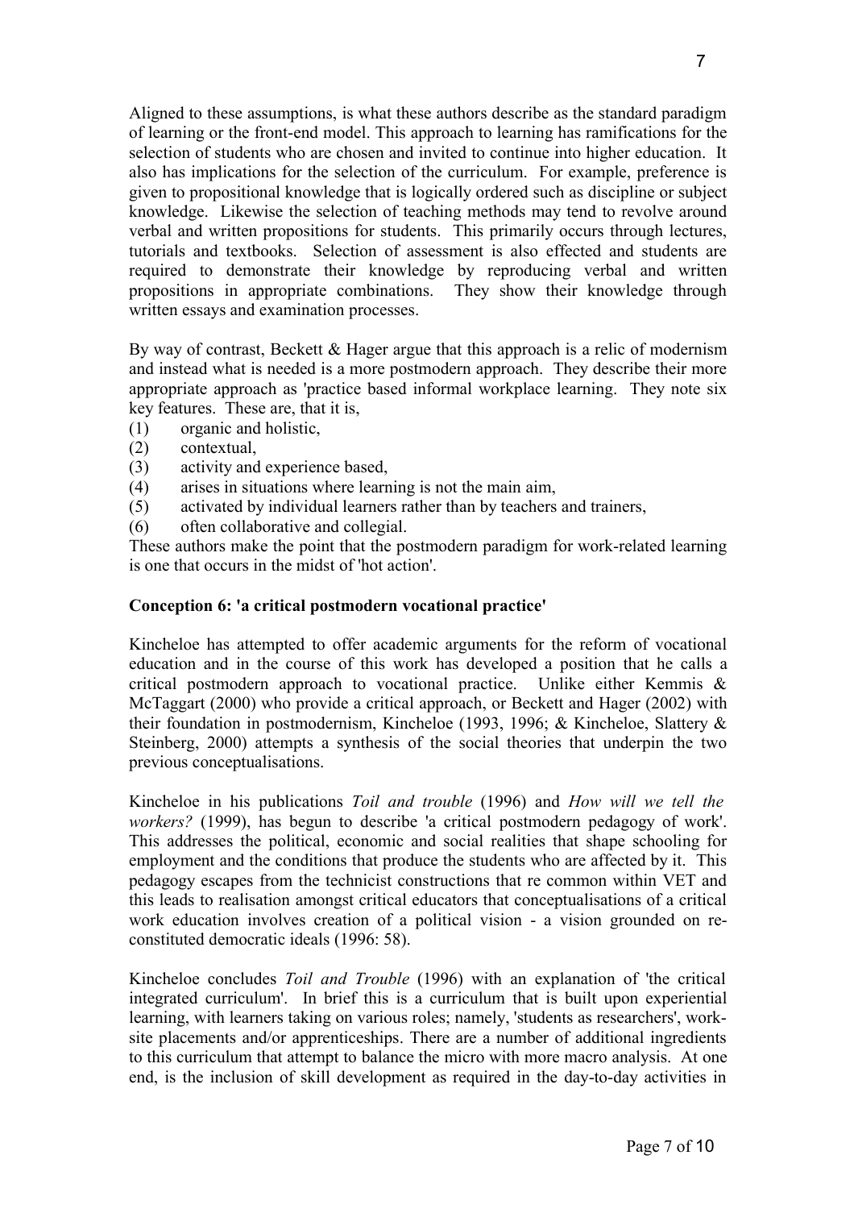Aligned to these assumptions, is what these authors describe as the standard paradigm of learning or the front-end model. This approach to learning has ramifications for the selection of students who are chosen and invited to continue into higher education. It also has implications for the selection of the curriculum. For example, preference is given to propositional knowledge that is logically ordered such as discipline or subject knowledge. Likewise the selection of teaching methods may tend to revolve around verbal and written propositions for students. This primarily occurs through lectures, tutorials and textbooks. Selection of assessment is also effected and students are required to demonstrate their knowledge by reproducing verbal and written propositions in appropriate combinations. They show their knowledge through written essays and examination processes.

By way of contrast, Beckett & Hager argue that this approach is a relic of modernism and instead what is needed is a more postmodern approach. They describe their more appropriate approach as 'practice based informal workplace learning. They note six key features. These are, that it is,

(1) organic and holistic,
(2) contextual,
(3) activity and experience based,
(4) arises in situations where learning is not the main aim,
(5) activated by individual learners rather than by teachers and trainers,
(6) often collaborative and collegial.

These authors make the point that the postmodern paradigm for work-related learning is one that occurs in the midst of 'hot action'.

**Conception 6: 'a critical postmodern vocational practice'**

Kincheloe has attempted to offer academic arguments for the reform of vocational education and in the course of this work has developed a position that he calls a critical postmodern approach to vocational practice. Unlike either Kemmis & McTaggart (2000) who provide a critical approach, or Beckett and Hager (2002) with their foundation in postmodernism, Kincheloe (1993, 1996; & Kincheloe, Slattery & Steinberg, 2000) attempts a synthesis of the social theories that underpin the two previous conceptualisations.

Kincheloe in his publications *Toil and trouble* (1996) and *How will we tell the workers?* (1999), has begun to describe 'a critical postmodern pedagogy of work'. This addresses the political, economic and social realities that shape schooling for employment and the conditions that produce the students who are affected by it. This pedagogy escapes from the technicist constructions that re common within VET and this leads to realisation amongst critical educators that conceptualisations of a critical work education involves creation of a political vision - a vision grounded on re-constituted democratic ideals (1996: 58).

Kincheloe concludes *Toil and Trouble* (1996) with an explanation of 'the critical integrated curriculum'. In brief this is a curriculum that is built upon experiential learning, with learners taking on various roles; namely, 'students as researchers', work-site placements and/or apprenticeships. There are a number of additional ingredients to this curriculum that attempt to balance the micro with more macro analysis. At one end, is the inclusion of skill development as required in the day-to-day activities in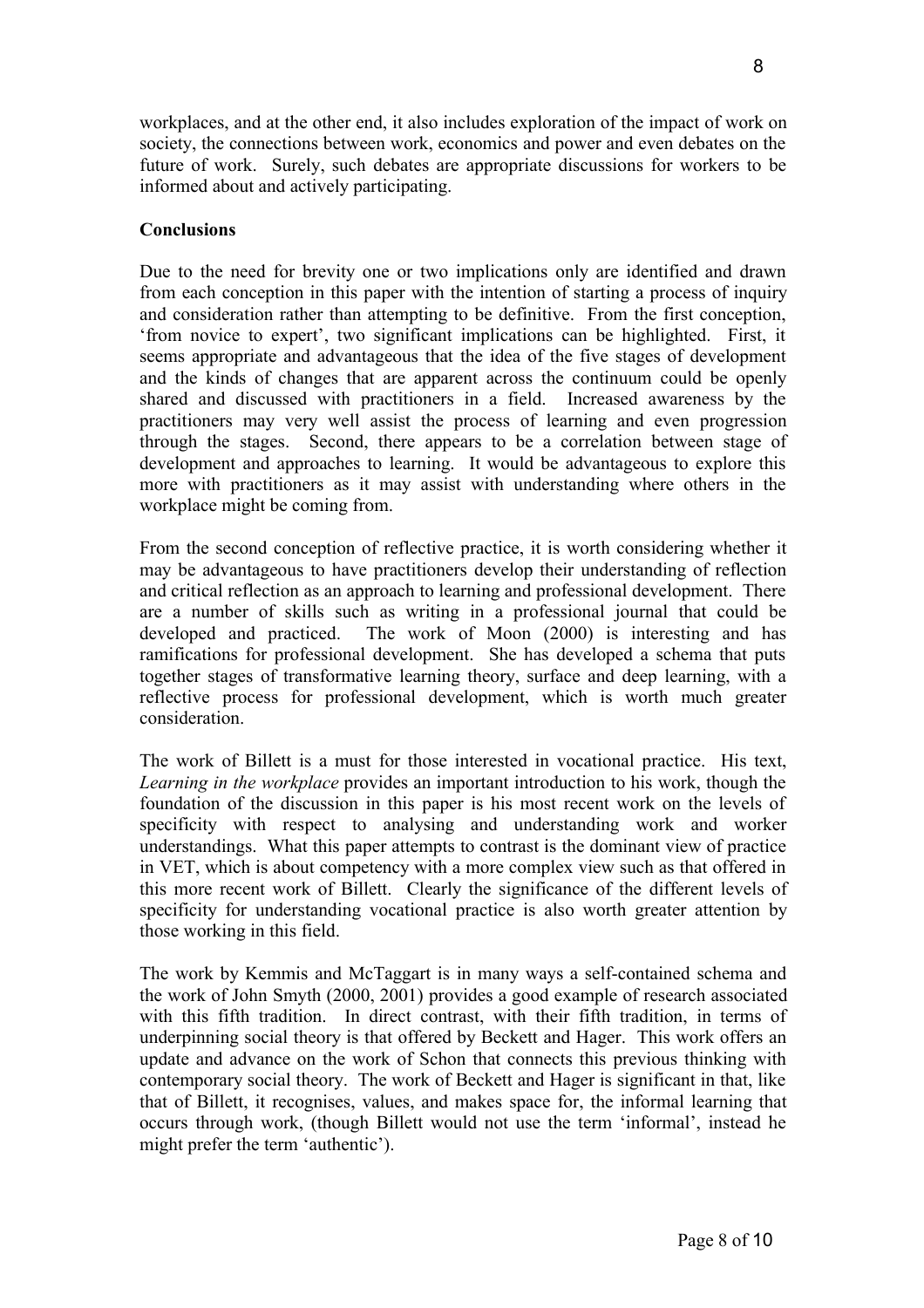workplaces, and at the other end, it also includes exploration of the impact of work on society, the connections between work, economics and power and even debates on the future of work. Surely, such debates are appropriate discussions for workers to be informed about and actively participating.

**Conclusions**

Due to the need for brevity one or two implications only are identified and drawn from each conception in this paper with the intention of starting a process of inquiry and consideration rather than attempting to be definitive. From the first conception, 'from novice to expert', two significant implications can be highlighted. First, it seems appropriate and advantageous that the idea of the five stages of development and the kinds of changes that are apparent across the continuum could be openly shared and discussed with practitioners in a field. Increased awareness by the practitioners may very well assist the process of learning and even progression through the stages. Second, there appears to be a correlation between stage of development and approaches to learning. It would be advantageous to explore this more with practitioners as it may assist with understanding where others in the workplace might be coming from.

From the second conception of reflective practice, it is worth considering whether it may be advantageous to have practitioners develop their understanding of reflection and critical reflection as an approach to learning and professional development. There are a number of skills such as writing in a professional journal that could be developed and practiced. The work of Moon (2000) is interesting and has ramifications for professional development. She has developed a schema that puts together stages of transformative learning theory, surface and deep learning, with a reflective process for professional development, which is worth much greater consideration.

The work of Billett is a must for those interested in vocational practice. His text, *Learning in the workplace* provides an important introduction to his work, though the foundation of the discussion in this paper is his most recent work on the levels of specificity with respect to analysing and understanding work and worker understandings. What this paper attempts to contrast is the dominant view of practice in VET, which is about competency with a more complex view such as that offered in this more recent work of Billett. Clearly the significance of the different levels of specificity for understanding vocational practice is also worth greater attention by those working in this field.

The work by Kemmis and McTaggart is in many ways a self-contained schema and the work of John Smyth (2000, 2001) provides a good example of research associated with this fifth tradition. In direct contrast, with their fifth tradition, in terms of underpinning social theory is that offered by Beckett and Hager. This work offers an update and advance on the work of Schon that connects this previous thinking with contemporary social theory. The work of Beckett and Hager is significant in that, like that of Billett, it recognises, values, and makes space for, the informal learning that occurs through work, (though Billett would not use the term 'informal', instead he might prefer the term 'authentic').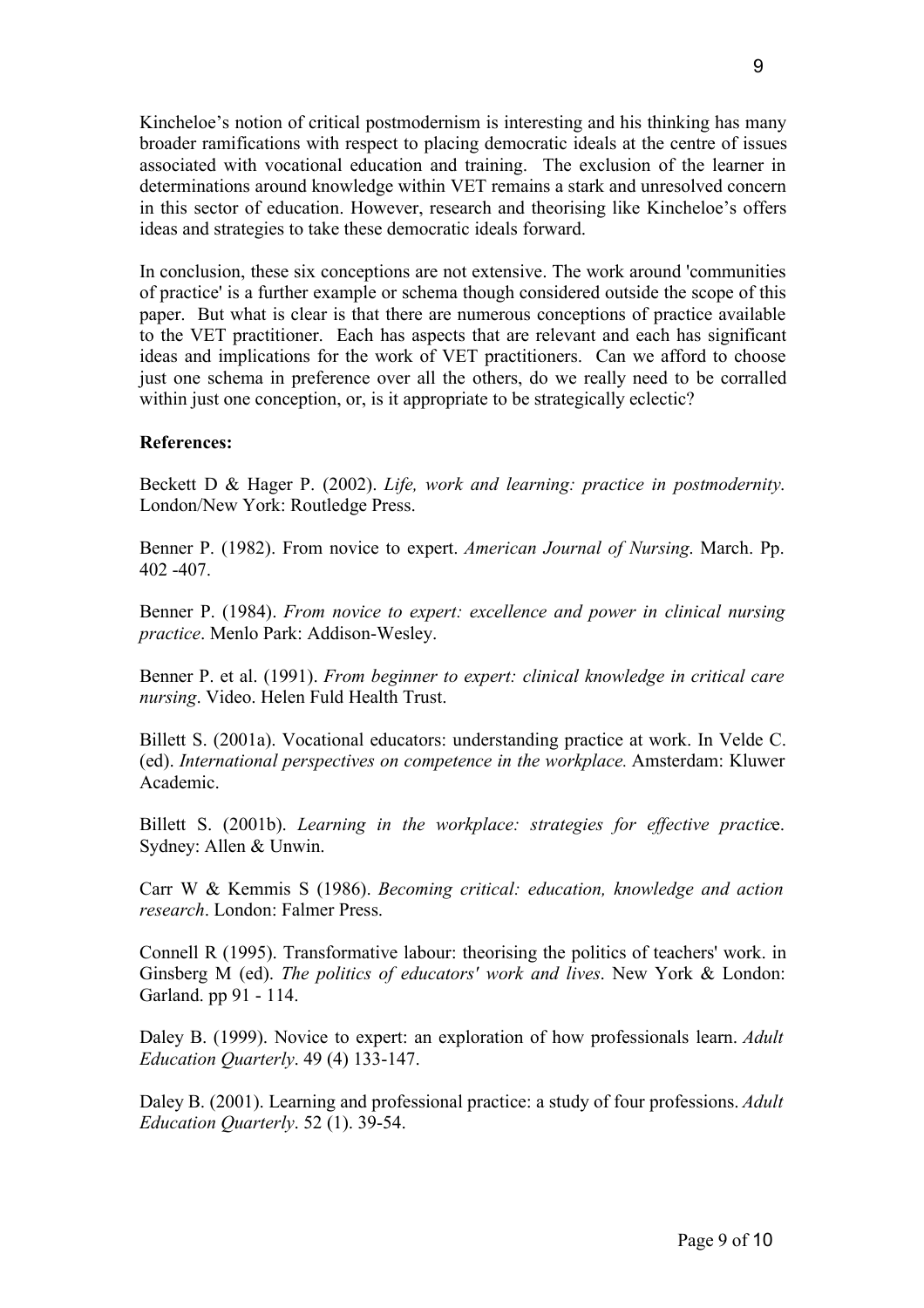Kincheloe's notion of critical postmodernism is interesting and his thinking has many broader ramifications with respect to placing democratic ideals at the centre of issues associated with vocational education and training. The exclusion of the learner in determinations around knowledge within VET remains a stark and unresolved concern in this sector of education. However, research and theorising like Kincheloe's offers ideas and strategies to take these democratic ideals forward.

In conclusion, these six conceptions are not extensive. The work around 'communities of practice' is a further example or schema though considered outside the scope of this paper. But what is clear is that there are numerous conceptions of practice available to the VET practitioner. Each has aspects that are relevant and each has significant ideas and implications for the work of VET practitioners. Can we afford to choose just one schema in preference over all the others, do we really need to be corralled within just one conception, or, is it appropriate to be strategically eclectic?

**References:**

Beckett D & Hager P. (2002). *Life, work and learning: practice in postmodernity*. London/New York: Routledge Press.

Benner P. (1982). From novice to expert. *American Journal of Nursing*. March. Pp. 402 -407.

Benner P. (1984). *From novice to expert: excellence and power in clinical nursing practice*. Menlo Park: Addison-Wesley.

Benner P. et al. (1991). *From beginner to expert: clinical knowledge in critical care nursing*. Video. Helen Fuld Health Trust.

Billett S. (2001a). Vocational educators: understanding practice at work. In Velde C. (ed). *International perspectives on competence in the workplace.* Amsterdam: Kluwer Academic.

Billett S. (2001b). *Learning in the workplace: strategies for effective practic*e. Sydney: Allen & Unwin.

Carr W & Kemmis S (1986). *Becoming critical: education, knowledge and action research*. London: Falmer Press.

Connell R (1995). Transformative labour: theorising the politics of teachers' work. in Ginsberg M (ed). *The politics of educators' work and lives*. New York & London: Garland. pp 91 - 114.

Daley B. (1999). Novice to expert: an exploration of how professionals learn. *Adult Education Quarterly*. 49 (4) 133-147.

Daley B. (2001). Learning and professional practice: a study of four professions. *Adult Education Quarterly*. 52 (1). 39-54.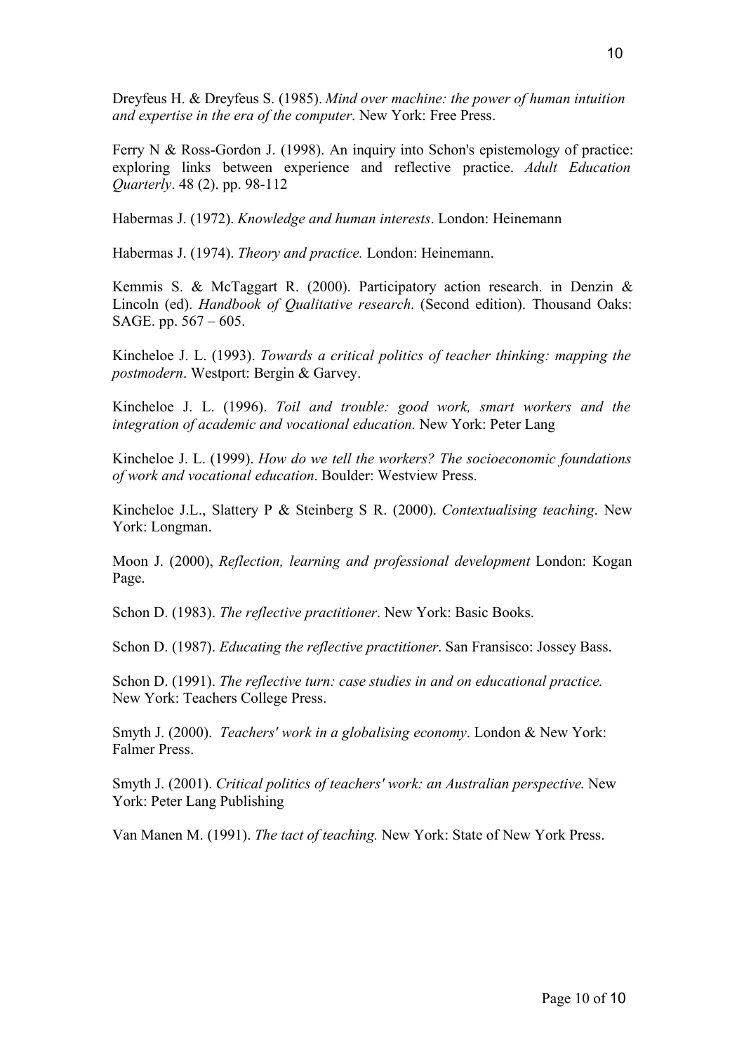Dreyfeus H. & Dreyfeus S. (1985). *Mind over machine: the power of human intuition and expertise in the era of the computer*. New York: Free Press.

Ferry N & Ross-Gordon J. (1998). An inquiry into Schon's epistemology of practice: exploring links between experience and reflective practice. *Adult Education Quarterly*. 48 (2). pp. 98-112

Habermas J. (1972). *Knowledge and human interests*. London: Heinemann

Habermas J. (1974). *Theory and practice.* London: Heinemann.

Kemmis S. & McTaggart R. (2000). Participatory action research. in Denzin & Lincoln (ed). *Handbook of Qualitative research*. (Second edition). Thousand Oaks: SAGE. pp. 567 – 605.

Kincheloe J. L. (1993). *Towards a critical politics of teacher thinking: mapping the postmodern*. Westport: Bergin & Garvey.

Kincheloe J. L. (1996). *Toil and trouble: good work, smart workers and the integration of academic and vocational education.* New York: Peter Lang

Kincheloe J. L. (1999). *How do we tell the workers? The socioeconomic foundations of work and vocational education*. Boulder: Westview Press.

Kincheloe J.L., Slattery P & Steinberg S R. (2000). *Contextualising teaching*. New York: Longman.

Moon J. (2000), *Reflection, learning and professional development* London: Kogan Page.

Schon D. (1983). *The reflective practitioner*. New York: Basic Books.

Schon D. (1987). *Educating the reflective practitioner*. San Fransisco: Jossey Bass.

Schon D. (1991). *The reflective turn: case studies in and on educational practice.* New York: Teachers College Press.

Smyth J. (2000). *Teachers' work in a globalising economy*. London & New York: Falmer Press.

Smyth J. (2001). *Critical politics of teachers' work: an Australian perspective.* New York: Peter Lang Publishing

Van Manen M. (1991). *The tact of teaching.* New York: State of New York Press.